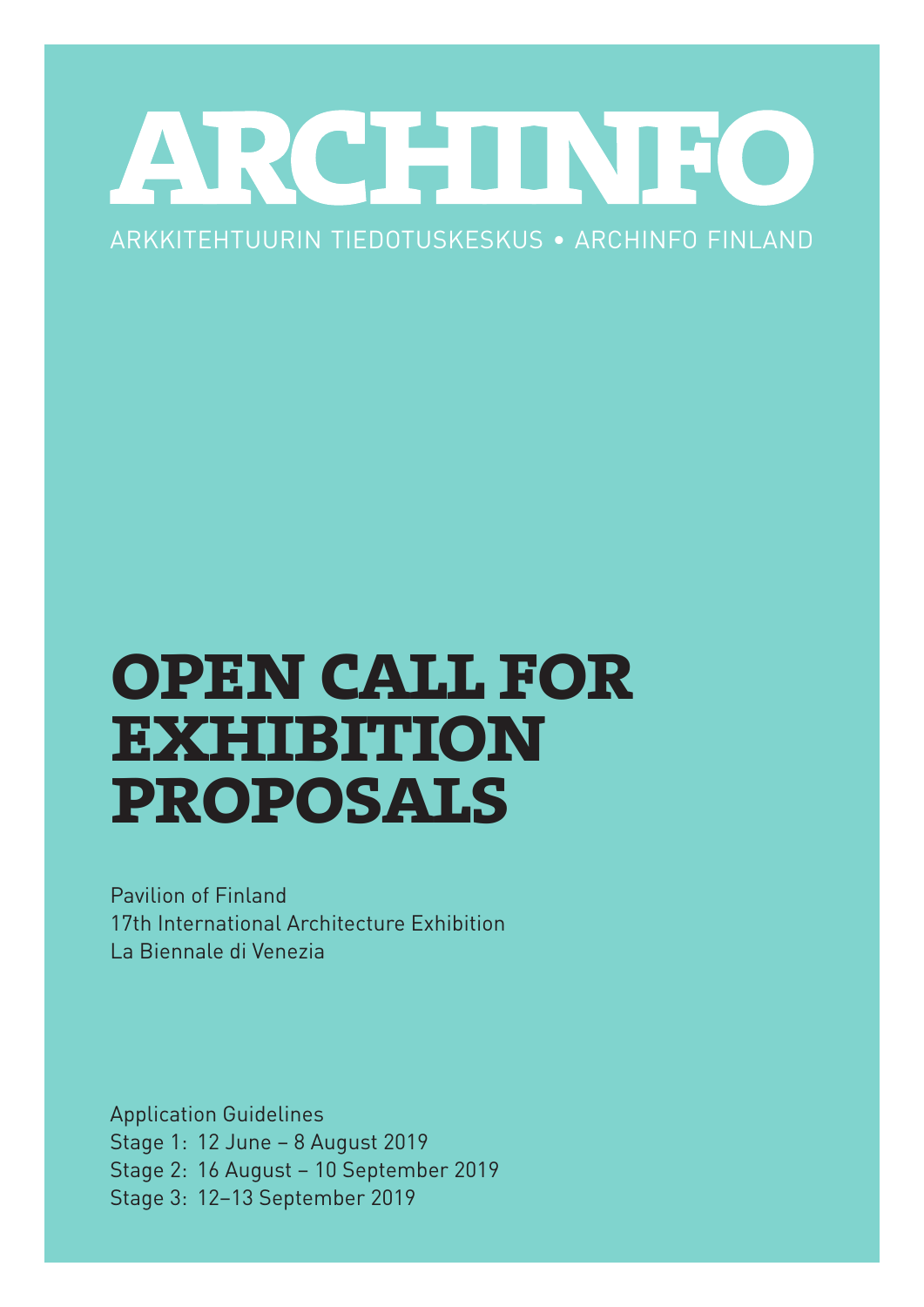# ARCHINFO

ARKKITEHTUURIN TIEDOTUSKESKUS • ARCHINFO FINLAND

# OPEN CALL FOR EXHIBITION PROPOSALS

Pavilion of Finland
17th International Architecture Exhibition
La Biennale di Venezia

Application Guidelines
Stage 1: 12 June – 8 August 2019
Stage 2: 16 August – 10 September 2019
Stage 3: 12–13 September 2019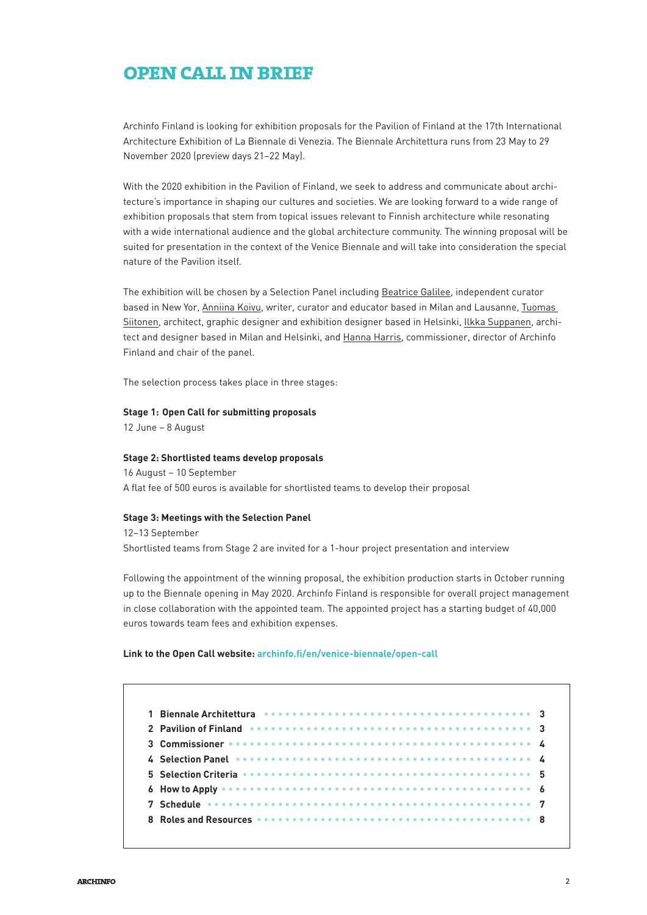# OPEN CALL IN BRIEF

Archinfo Finland is looking for exhibition proposals for the Pavilion of Finland at the 17th International Architecture Exhibition of La Biennale di Venezia. The Biennale Architettura runs from 23 May to 29 November 2020 (preview days 21–22 May).

With the 2020 exhibition in the Pavilion of Finland, we seek to address and communicate about architecture's importance in shaping our cultures and societies. We are looking forward to a wide range of exhibition proposals that stem from topical issues relevant to Finnish architecture while resonating with a wide international audience and the global architecture community. The winning proposal will be suited for presentation in the context of the Venice Biennale and will take into consideration the special nature of the Pavilion itself.

The exhibition will be chosen by a Selection Panel including Beatrice Galilee, independent curator based in New Yor, Anniina Koivu, writer, curator and educator based in Milan and Lausanne, Tuomas Siitonen, architect, graphic designer and exhibition designer based in Helsinki, Ilkka Suppanen, architect and designer based in Milan and Helsinki, and Hanna Harris, commissioner, director of Archinfo Finland and chair of the panel.

The selection process takes place in three stages:

**Stage 1: Open Call for submitting proposals**
12 June – 8 August

**Stage 2: Shortlisted teams develop proposals**
16 August – 10 September
A flat fee of 500 euros is available for shortlisted teams to develop their proposal

**Stage 3: Meetings with the Selection Panel**
12–13 September
Shortlisted teams from Stage 2 are invited for a 1-hour project presentation and interview

Following the appointment of the winning proposal, the exhibition production starts in October running up to the Biennale opening in May 2020. Archinfo Finland is responsible for overall project management in close collaboration with the appointed team. The appointed project has a starting budget of 40,000 euros towards team fees and exhibition expenses.

**Link to the Open Call website:** archinfo.fi/en/venice-biennale/open-call

| | |
|---|---|
| **1 Biennale Architettura** | 3 |
| **2 Pavilion of Finland** | 3 |
| **3 Commissioner** | 4 |
| **4 Selection Panel** | 4 |
| **5 Selection Criteria** | 5 |
| **6 How to Apply** | 6 |
| **7 Schedule** | 7 |
| **8 Roles and Resources** | 8 |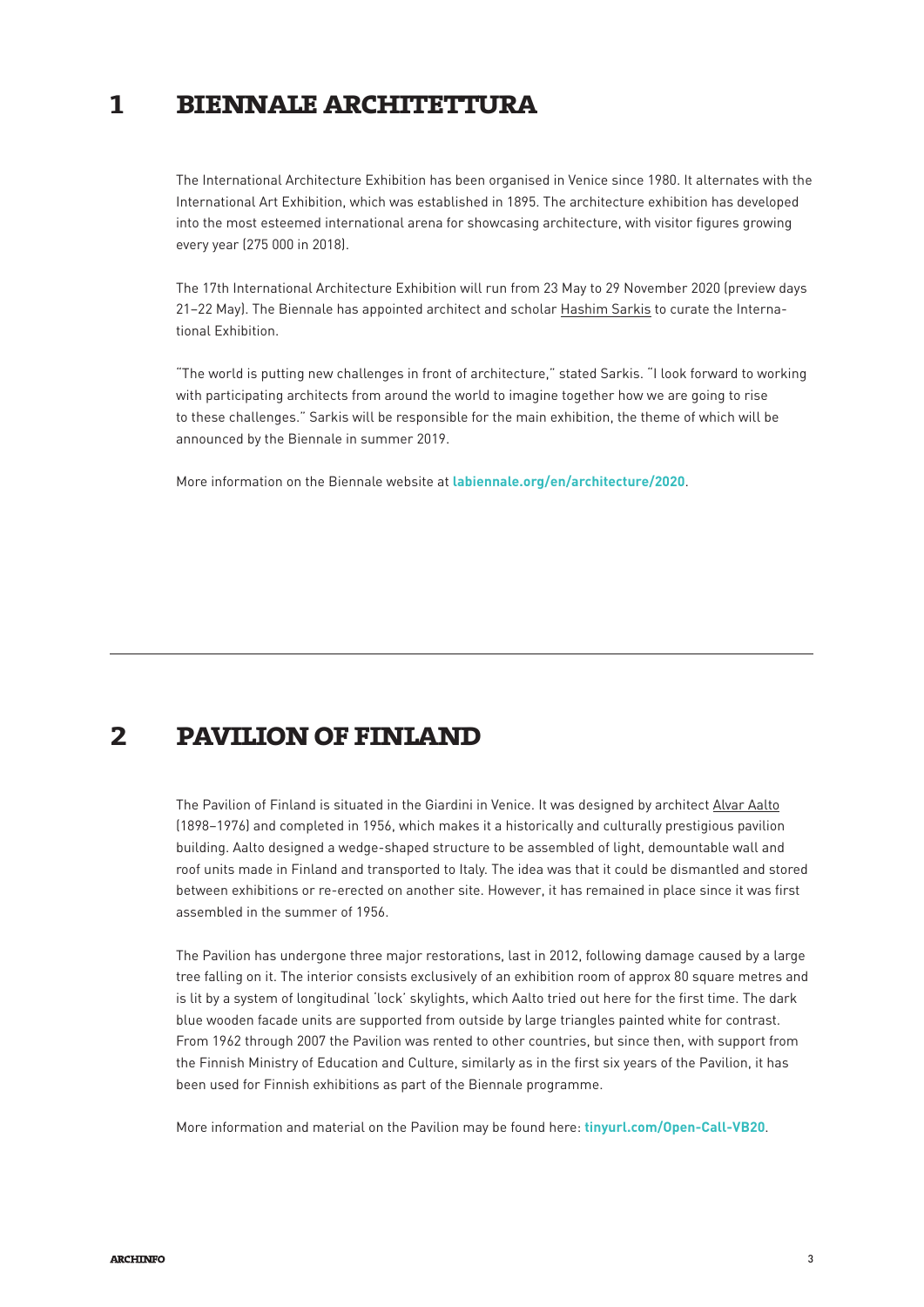## 1 BIENNALE ARCHITETTURA

The International Architecture Exhibition has been organised in Venice since 1980. It alternates with the International Art Exhibition, which was established in 1895. The architecture exhibition has developed into the most esteemed international arena for showcasing architecture, with visitor figures growing every year (275 000 in 2018).

The 17th International Architecture Exhibition will run from 23 May to 29 November 2020 (preview days 21–22 May). The Biennale has appointed architect and scholar Hashim Sarkis to curate the International Exhibition.

"The world is putting new challenges in front of architecture," stated Sarkis. "I look forward to working with participating architects from around the world to imagine together how we are going to rise to these challenges." Sarkis will be responsible for the main exhibition, the theme of which will be announced by the Biennale in summer 2019.

More information on the Biennale website at **labiennale.org/en/architecture/2020**.

---

## 2 PAVILION OF FINLAND

The Pavilion of Finland is situated in the Giardini in Venice. It was designed by architect Alvar Aalto (1898–1976) and completed in 1956, which makes it a historically and culturally prestigious pavilion building. Aalto designed a wedge-shaped structure to be assembled of light, demountable wall and roof units made in Finland and transported to Italy. The idea was that it could be dismantled and stored between exhibitions or re-erected on another site. However, it has remained in place since it was first assembled in the summer of 1956.

The Pavilion has undergone three major restorations, last in 2012, following damage caused by a large tree falling on it. The interior consists exclusively of an exhibition room of approx 80 square metres and is lit by a system of longitudinal 'lock' skylights, which Aalto tried out here for the first time. The dark blue wooden facade units are supported from outside by large triangles painted white for contrast. From 1962 through 2007 the Pavilion was rented to other countries, but since then, with support from the Finnish Ministry of Education and Culture, similarly as in the first six years of the Pavilion, it has been used for Finnish exhibitions as part of the Biennale programme.

More information and material on the Pavilion may be found here: **tinyurl.com/Open-Call-VB20**.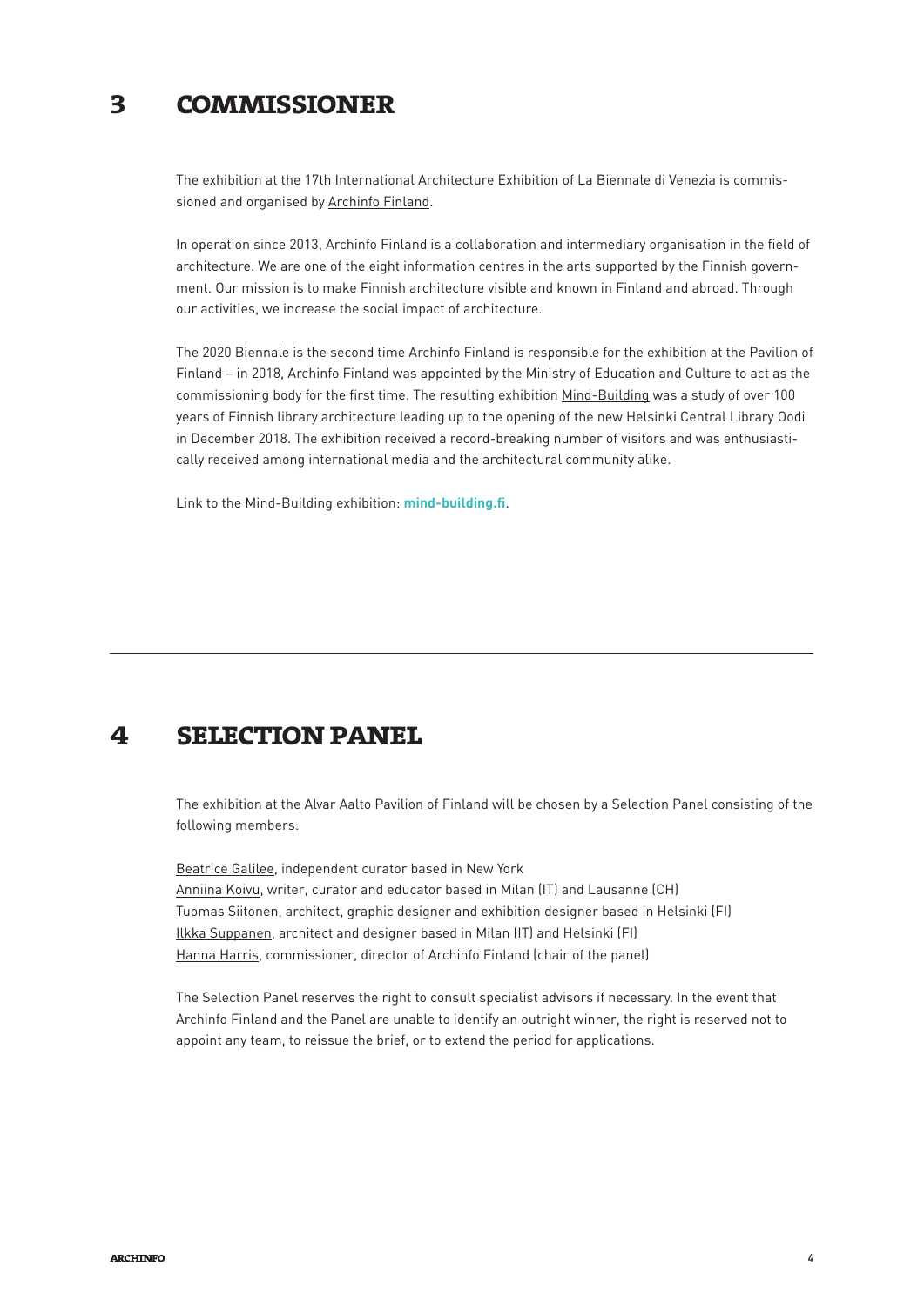## 3 COMMISSIONER

The exhibition at the 17th International Architecture Exhibition of La Biennale di Venezia is commissioned and organised by Archinfo Finland.

In operation since 2013, Archinfo Finland is a collaboration and intermediary organisation in the field of architecture. We are one of the eight information centres in the arts supported by the Finnish government. Our mission is to make Finnish architecture visible and known in Finland and abroad. Through our activities, we increase the social impact of architecture.

The 2020 Biennale is the second time Archinfo Finland is responsible for the exhibition at the Pavilion of Finland – in 2018, Archinfo Finland was appointed by the Ministry of Education and Culture to act as the commissioning body for the first time. The resulting exhibition Mind-Building was a study of over 100 years of Finnish library architecture leading up to the opening of the new Helsinki Central Library Oodi in December 2018. The exhibition received a record-breaking number of visitors and was enthusiastically received among international media and the architectural community alike.

Link to the Mind-Building exhibition: **mind-building.fi**.

---

## 4 SELECTION PANEL

The exhibition at the Alvar Aalto Pavilion of Finland will be chosen by a Selection Panel consisting of the following members:

Beatrice Galilee, independent curator based in New York
Anniina Koivu, writer, curator and educator based in Milan (IT) and Lausanne (CH)
Tuomas Siitonen, architect, graphic designer and exhibition designer based in Helsinki (FI)
Ilkka Suppanen, architect and designer based in Milan (IT) and Helsinki (FI)
Hanna Harris, commissioner, director of Archinfo Finland (chair of the panel)

The Selection Panel reserves the right to consult specialist advisors if necessary. In the event that Archinfo Finland and the Panel are unable to identify an outright winner, the right is reserved not to appoint any team, to reissue the brief, or to extend the period for applications.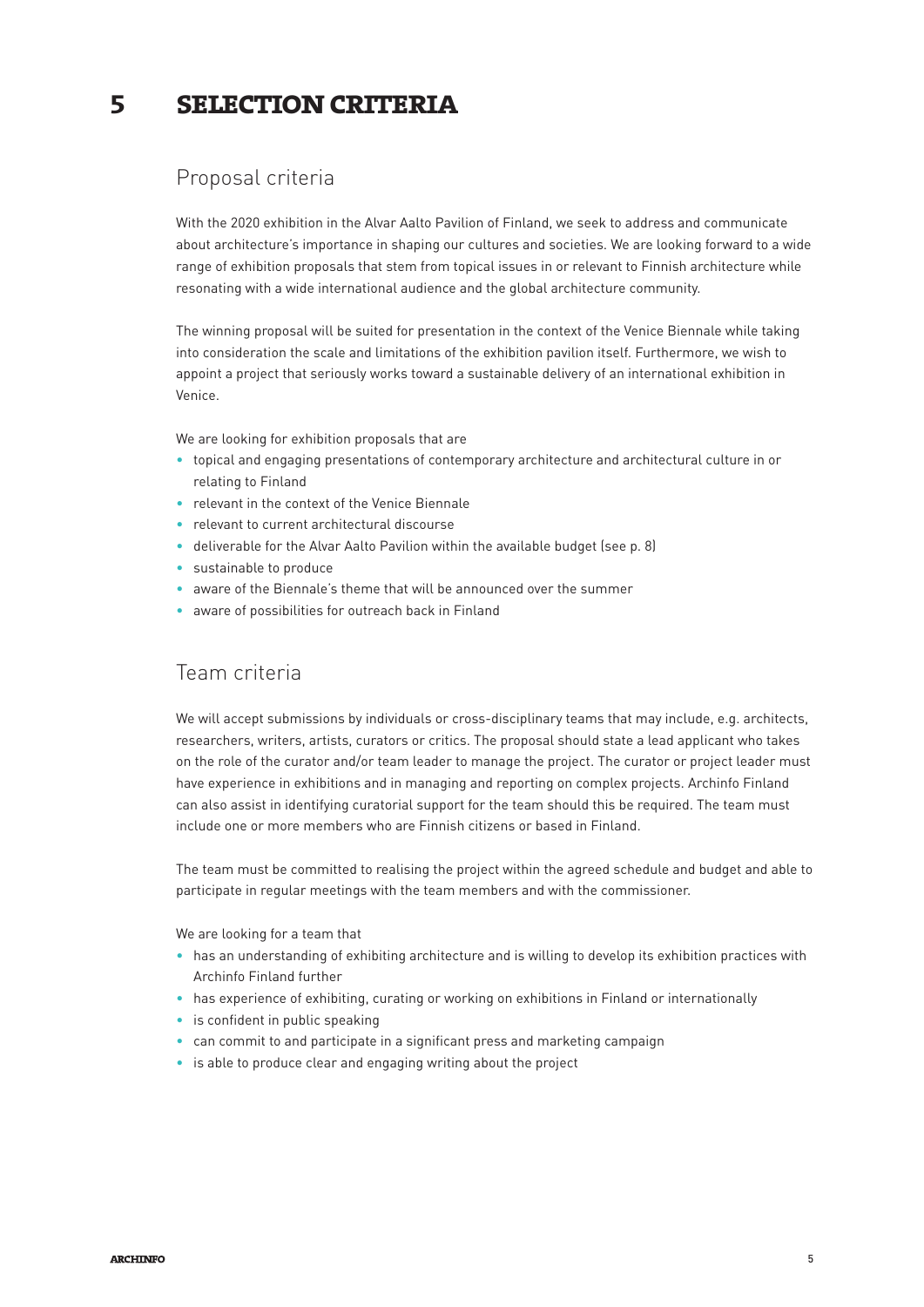# 5 SELECTION CRITERIA

## Proposal criteria

With the 2020 exhibition in the Alvar Aalto Pavilion of Finland, we seek to address and communicate about architecture's importance in shaping our cultures and societies. We are looking forward to a wide range of exhibition proposals that stem from topical issues in or relevant to Finnish architecture while resonating with a wide international audience and the global architecture community.

The winning proposal will be suited for presentation in the context of the Venice Biennale while taking into consideration the scale and limitations of the exhibition pavilion itself. Furthermore, we wish to appoint a project that seriously works toward a sustainable delivery of an international exhibition in Venice.

We are looking for exhibition proposals that are

- topical and engaging presentations of contemporary architecture and architectural culture in or relating to Finland
- relevant in the context of the Venice Biennale
- relevant to current architectural discourse
- deliverable for the Alvar Aalto Pavilion within the available budget (see p. 8)
- sustainable to produce
- aware of the Biennale's theme that will be announced over the summer
- aware of possibilities for outreach back in Finland

## Team criteria

We will accept submissions by individuals or cross-disciplinary teams that may include, e.g. architects, researchers, writers, artists, curators or critics. The proposal should state a lead applicant who takes on the role of the curator and/or team leader to manage the project. The curator or project leader must have experience in exhibitions and in managing and reporting on complex projects. Archinfo Finland can also assist in identifying curatorial support for the team should this be required. The team must include one or more members who are Finnish citizens or based in Finland.

The team must be committed to realising the project within the agreed schedule and budget and able to participate in regular meetings with the team members and with the commissioner.

We are looking for a team that

- has an understanding of exhibiting architecture and is willing to develop its exhibition practices with Archinfo Finland further
- has experience of exhibiting, curating or working on exhibitions in Finland or internationally
- is confident in public speaking
- can commit to and participate in a significant press and marketing campaign
- is able to produce clear and engaging writing about the project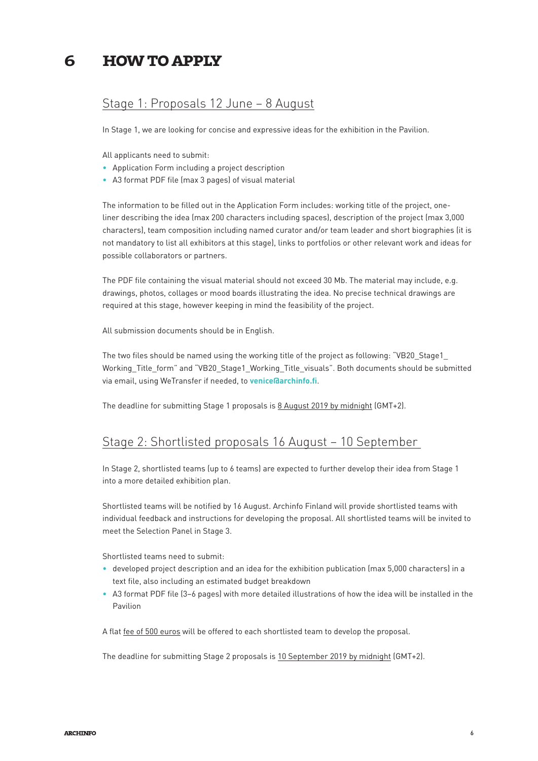# 6 HOW TO APPLY

## Stage 1: Proposals 12 June – 8 August

In Stage 1, we are looking for concise and expressive ideas for the exhibition in the Pavilion.

All applicants need to submit:

- Application Form including a project description
- A3 format PDF file (max 3 pages) of visual material

The information to be filled out in the Application Form includes: working title of the project, one-liner describing the idea (max 200 characters including spaces), description of the project (max 3,000 characters), team composition including named curator and/or team leader and short biographies (it is not mandatory to list all exhibitors at this stage), links to portfolios or other relevant work and ideas for possible collaborators or partners.

The PDF file containing the visual material should not exceed 30 Mb. The material may include, e.g. drawings, photos, collages or mood boards illustrating the idea. No precise technical drawings are required at this stage, however keeping in mind the feasibility of the project.

All submission documents should be in English.

The two files should be named using the working title of the project as following: "VB20_Stage1_Working_Title_form" and "VB20_Stage1_Working_Title_visuals". Both documents should be submitted via email, using WeTransfer if needed, to **venice@archinfo.fi**.

The deadline for submitting Stage 1 proposals is 8 August 2019 by midnight (GMT+2).

## Stage 2: Shortlisted proposals 16 August – 10 September

In Stage 2, shortlisted teams (up to 6 teams) are expected to further develop their idea from Stage 1 into a more detailed exhibition plan.

Shortlisted teams will be notified by 16 August. Archinfo Finland will provide shortlisted teams with individual feedback and instructions for developing the proposal. All shortlisted teams will be invited to meet the Selection Panel in Stage 3.

Shortlisted teams need to submit:

- developed project description and an idea for the exhibition publication (max 5,000 characters) in a text file, also including an estimated budget breakdown
- A3 format PDF file (3–6 pages) with more detailed illustrations of how the idea will be installed in the Pavilion

A flat fee of 500 euros will be offered to each shortlisted team to develop the proposal.

The deadline for submitting Stage 2 proposals is 10 September 2019 by midnight (GMT+2).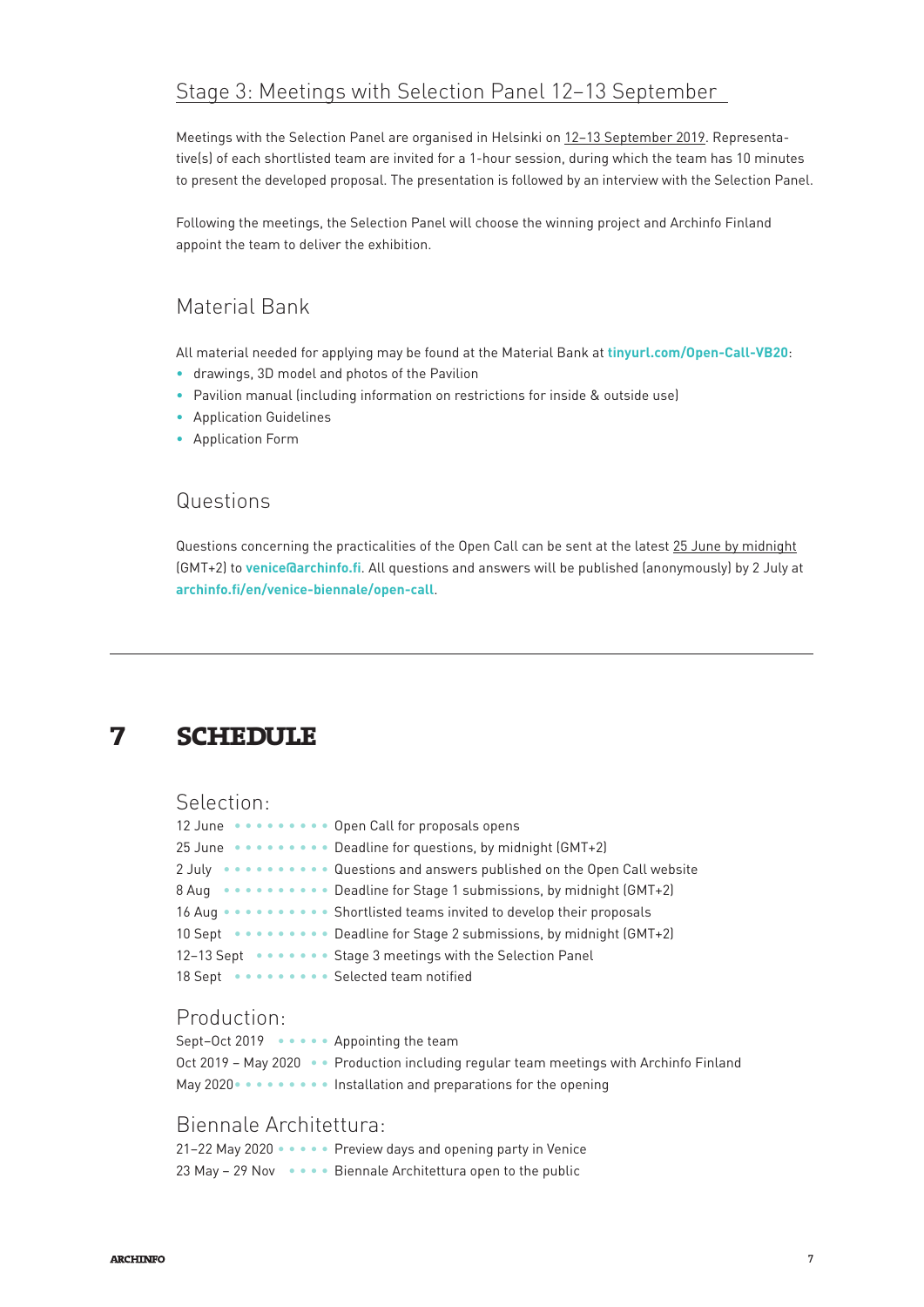### Stage 3: Meetings with Selection Panel 12–13 September

Meetings with the Selection Panel are organised in Helsinki on 12–13 September 2019. Representative(s) of each shortlisted team are invited for a 1-hour session, during which the team has 10 minutes to present the developed proposal. The presentation is followed by an interview with the Selection Panel.

Following the meetings, the Selection Panel will choose the winning project and Archinfo Finland appoint the team to deliver the exhibition.

### Material Bank

All material needed for applying may be found at the Material Bank at **tinyurl.com/Open-Call-VB20**:

- drawings, 3D model and photos of the Pavilion
- Pavilion manual (including information on restrictions for inside & outside use)
- Application Guidelines
- Application Form

### Questions

Questions concerning the practicalities of the Open Call can be sent at the latest 25 June by midnight (GMT+2) to **venice@archinfo.fi**. All questions and answers will be published (anonymously) by 2 July at **archinfo.fi/en/venice-biennale/open-call**.

---

## 7 SCHEDULE

### Selection:

- 12 June • • • • • • • • • Open Call for proposals opens
- 25 June • • • • • • • • • Deadline for questions, by midnight (GMT+2)
- 2 July • • • • • • • • • • Questions and answers published on the Open Call website
- 8 Aug • • • • • • • • • • Deadline for Stage 1 submissions, by midnight (GMT+2)
- 16 Aug • • • • • • • • • • Shortlisted teams invited to develop their proposals
- 10 Sept • • • • • • • • • Deadline for Stage 2 submissions, by midnight (GMT+2)
- 12–13 Sept • • • • • • • Stage 3 meetings with the Selection Panel
- 18 Sept • • • • • • • • • Selected team notified

### Production:

- Sept–Oct 2019 • • • • • Appointing the team
- Oct 2019 – May 2020 • • • Production including regular team meetings with Archinfo Finland
- May 2020 • • • • • • • • • Installation and preparations for the opening

### Biennale Architettura:

- 21–22 May 2020 • • • • • Preview days and opening party in Venice
- 23 May – 29 Nov • • • • Biennale Architettura open to the public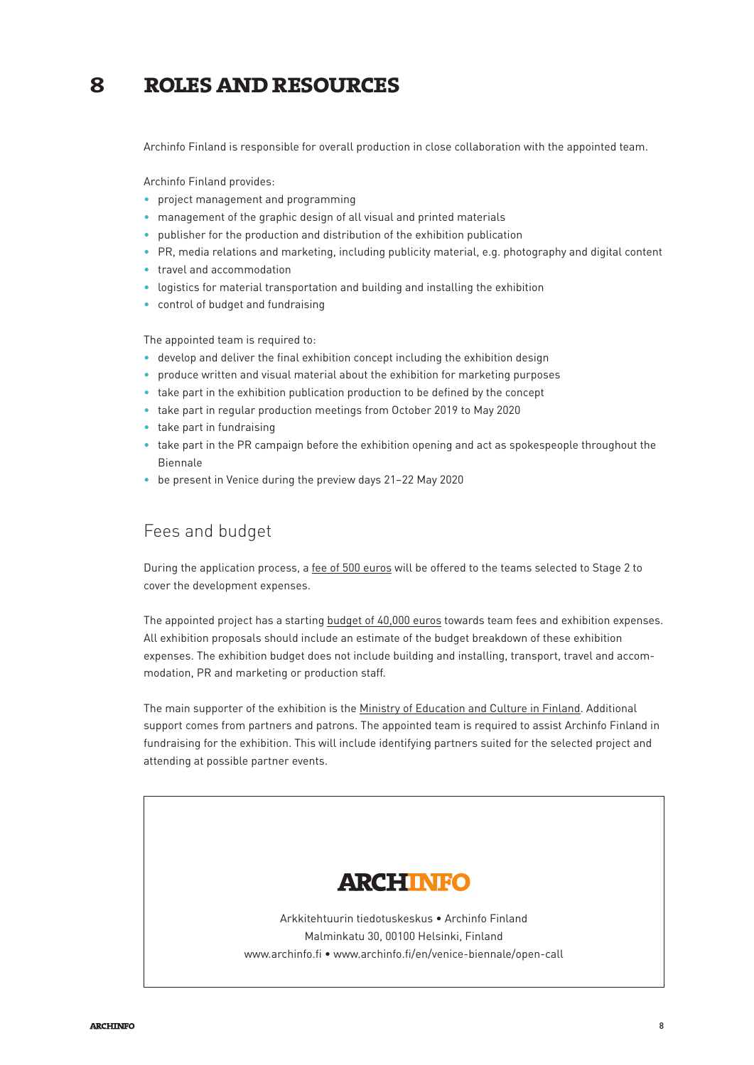# 8 ROLES AND RESOURCES

Archinfo Finland is responsible for overall production in close collaboration with the appointed team.

Archinfo Finland provides:

- project management and programming
- management of the graphic design of all visual and printed materials
- publisher for the production and distribution of the exhibition publication
- PR, media relations and marketing, including publicity material, e.g. photography and digital content
- travel and accommodation
- logistics for material transportation and building and installing the exhibition
- control of budget and fundraising

The appointed team is required to:

- develop and deliver the final exhibition concept including the exhibition design
- produce written and visual material about the exhibition for marketing purposes
- take part in the exhibition publication production to be defined by the concept
- take part in regular production meetings from October 2019 to May 2020
- take part in fundraising
- take part in the PR campaign before the exhibition opening and act as spokespeople throughout the Biennale
- be present in Venice during the preview days 21–22 May 2020

## Fees and budget

During the application process, a fee of 500 euros will be offered to the teams selected to Stage 2 to cover the development expenses.

The appointed project has a starting budget of 40,000 euros towards team fees and exhibition expenses. All exhibition proposals should include an estimate of the budget breakdown of these exhibition expenses. The exhibition budget does not include building and installing, transport, travel and accommodation, PR and marketing or production staff.

The main supporter of the exhibition is the Ministry of Education and Culture in Finland. Additional support comes from partners and patrons. The appointed team is required to assist Archinfo Finland in fundraising for the exhibition. This will include identifying partners suited for the selected project and attending at possible partner events.

**ARCHINFO**

Arkkitehtuurin tiedotuskeskus • Archinfo Finland
Malminkatu 30, 00100 Helsinki, Finland
www.archinfo.fi • www.archinfo.fi/en/venice-biennale/open-call